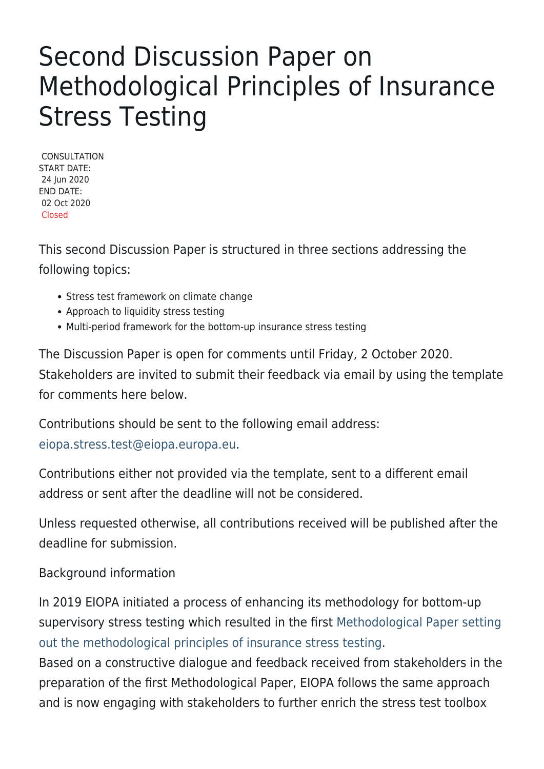# Second Discussion Paper on Methodological Principles of Insurance Stress Testing

CONSULTATION
START DATE:
24 Jun 2020
END DATE:
02 Oct 2020
Closed

This second Discussion Paper is structured in three sections addressing the following topics:

- Stress test framework on climate change
- Approach to liquidity stress testing
- Multi-period framework for the bottom-up insurance stress testing

The Discussion Paper is open for comments until Friday, 2 October 2020. Stakeholders are invited to submit their feedback via email by using the template for comments here below.

Contributions should be sent to the following email address: eiopa.stress.test@eiopa.europa.eu.

Contributions either not provided via the template, sent to a different email address or sent after the deadline will not be considered.

Unless requested otherwise, all contributions received will be published after the deadline for submission.

Background information

In 2019 EIOPA initiated a process of enhancing its methodology for bottom-up supervisory stress testing which resulted in the first Methodological Paper setting out the methodological principles of insurance stress testing.
Based on a constructive dialogue and feedback received from stakeholders in the preparation of the first Methodological Paper, EIOPA follows the same approach and is now engaging with stakeholders to further enrich the stress test toolbox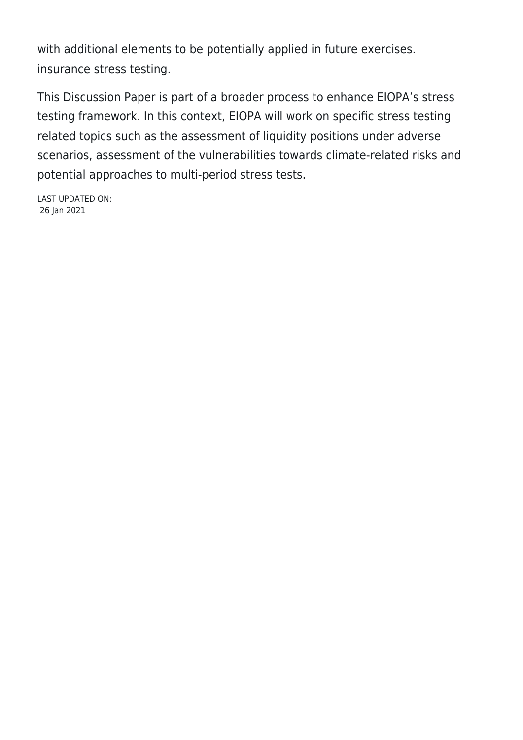with additional elements to be potentially applied in future exercises. insurance stress testing.

This Discussion Paper is part of a broader process to enhance EIOPA's stress testing framework. In this context, EIOPA will work on specific stress testing related topics such as the assessment of liquidity positions under adverse scenarios, assessment of the vulnerabilities towards climate-related risks and potential approaches to multi-period stress tests.

LAST UPDATED ON:
26 Jan 2021